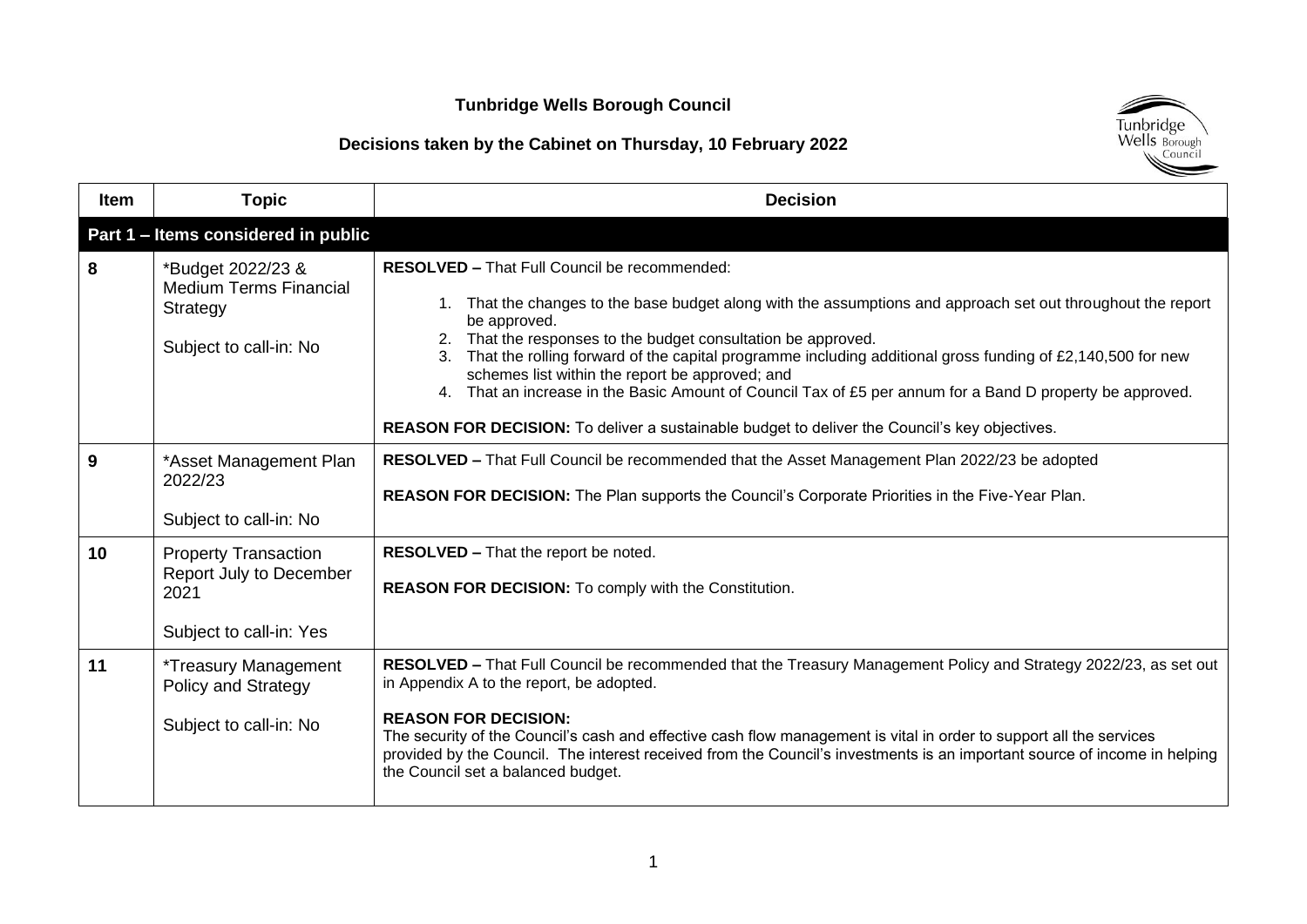# Tunbridge Wells Borough Council

## Decisions taken by the Cabinet on Thursday, 10 February 2022

| Item | Topic | Decision |
|---|---|---|
| **Part 1 – Items considered in public** | | |
| 8 | *Budget 2022/23 & Medium Terms Financial Strategy<br><br>Subject to call-in: No | **RESOLVED –** That Full Council be recommended:<br><br>1. That the changes to the base budget along with the assumptions and approach set out throughout the report be approved.<br>2. That the responses to the budget consultation be approved.<br>3. That the rolling forward of the capital programme including additional gross funding of £2,140,500 for new schemes list within the report be approved; and<br>4. That an increase in the Basic Amount of Council Tax of £5 per annum for a Band D property be approved.<br><br>**REASON FOR DECISION:** To deliver a sustainable budget to deliver the Council's key objectives. |
| 9 | *Asset Management Plan 2022/23<br><br>Subject to call-in: No | **RESOLVED –** That Full Council be recommended that the Asset Management Plan 2022/23 be adopted<br><br>**REASON FOR DECISION:** The Plan supports the Council's Corporate Priorities in the Five-Year Plan. |
| 10 | Property Transaction Report July to December 2021<br><br>Subject to call-in: Yes | **RESOLVED –** That the report be noted.<br><br>**REASON FOR DECISION:** To comply with the Constitution. |
| 11 | *Treasury Management Policy and Strategy<br><br>Subject to call-in: No | **RESOLVED –** That Full Council be recommended that the Treasury Management Policy and Strategy 2022/23, as set out in Appendix A to the report, be adopted.<br><br>**REASON FOR DECISION:**<br>The security of the Council's cash and effective cash flow management is vital in order to support all the services provided by the Council. The interest received from the Council's investments is an important source of income in helping the Council set a balanced budget. |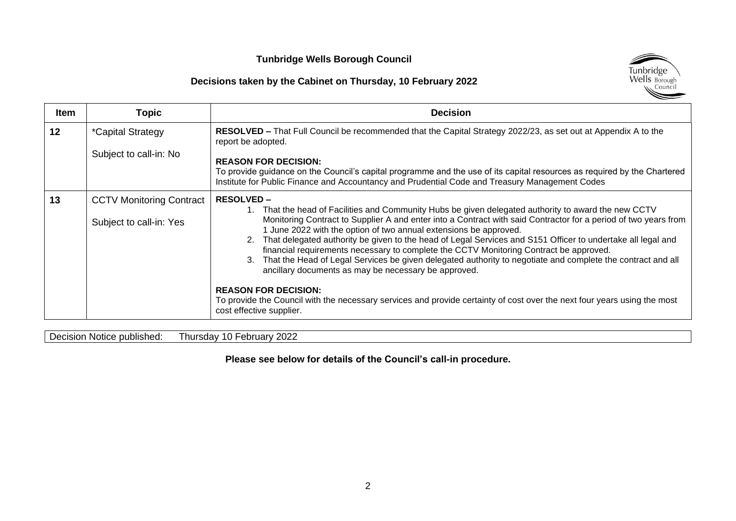# Tunbridge Wells Borough Council

## Decisions taken by the Cabinet on Thursday, 10 February 2022

| Item | Topic | Decision |
|---|---|---|
| 12 | *Capital Strategy<br><br>Subject to call-in: No | **RESOLVED –** That Full Council be recommended that the Capital Strategy 2022/23, as set out at Appendix A to the report be adopted.<br><br>**REASON FOR DECISION:**<br>To provide guidance on the Council's capital programme and the use of its capital resources as required by the Chartered Institute for Public Finance and Accountancy and Prudential Code and Treasury Management Codes |
| 13 | CCTV Monitoring Contract<br><br>Subject to call-in: Yes | **RESOLVED –**<br>1. That the head of Facilities and Community Hubs be given delegated authority to award the new CCTV Monitoring Contract to Supplier A and enter into a Contract with said Contractor for a period of two years from 1 June 2022 with the option of two annual extensions be approved.<br>2. That delegated authority be given to the head of Legal Services and S151 Officer to undertake all legal and financial requirements necessary to complete the CCTV Monitoring Contract be approved.<br>3. That the Head of Legal Services be given delegated authority to negotiate and complete the contract and all ancillary documents as may be necessary be approved.<br><br>**REASON FOR DECISION:**<br>To provide the Council with the necessary services and provide certainty of cost over the next four years using the most cost effective supplier. |

| Decision Notice published: | Thursday 10 February 2022 |
|---|---|

**Please see below for details of the Council's call-in procedure.**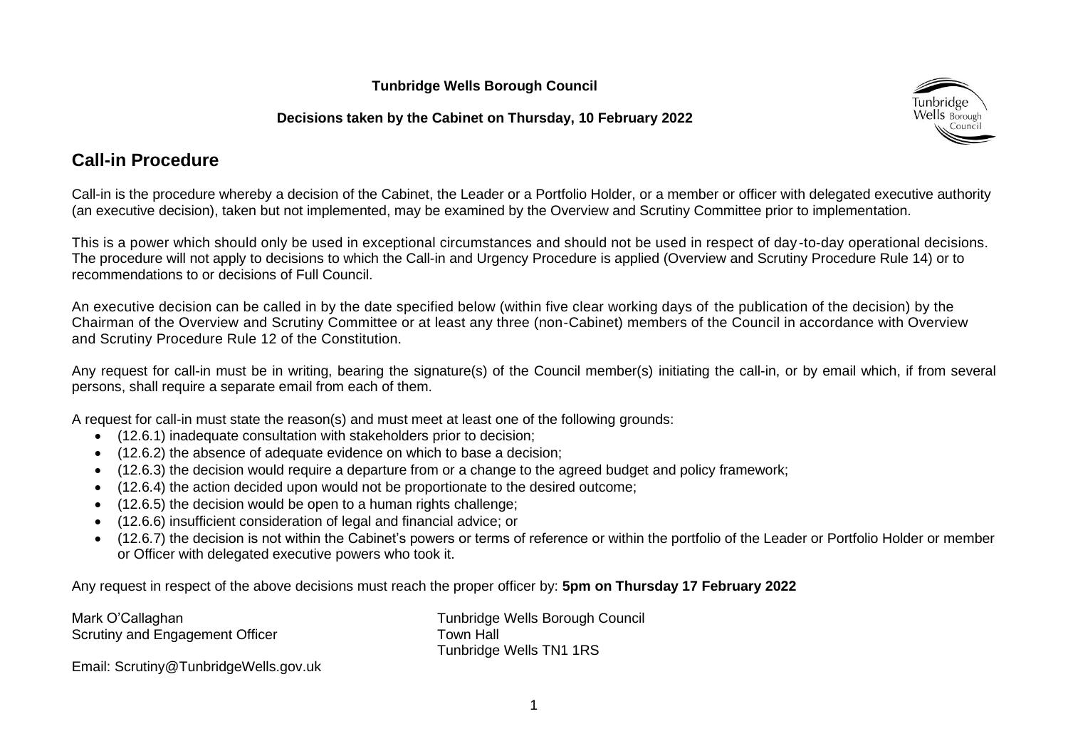**Tunbridge Wells Borough Council**

**Decisions taken by the Cabinet on Thursday, 10 February 2022**

## Call-in Procedure

Call-in is the procedure whereby a decision of the Cabinet, the Leader or a Portfolio Holder, or a member or officer with delegated executive authority (an executive decision), taken but not implemented, may be examined by the Overview and Scrutiny Committee prior to implementation.

This is a power which should only be used in exceptional circumstances and should not be used in respect of day-to-day operational decisions. The procedure will not apply to decisions to which the Call-in and Urgency Procedure is applied (Overview and Scrutiny Procedure Rule 14) or to recommendations to or decisions of Full Council.

An executive decision can be called in by the date specified below (within five clear working days of the publication of the decision) by the Chairman of the Overview and Scrutiny Committee or at least any three (non-Cabinet) members of the Council in accordance with Overview and Scrutiny Procedure Rule 12 of the Constitution.

Any request for call-in must be in writing, bearing the signature(s) of the Council member(s) initiating the call-in, or by email which, if from several persons, shall require a separate email from each of them.

A request for call-in must state the reason(s) and must meet at least one of the following grounds:

- (12.6.1) inadequate consultation with stakeholders prior to decision;
- (12.6.2) the absence of adequate evidence on which to base a decision;
- (12.6.3) the decision would require a departure from or a change to the agreed budget and policy framework;
- (12.6.4) the action decided upon would not be proportionate to the desired outcome;
- (12.6.5) the decision would be open to a human rights challenge;
- (12.6.6) insufficient consideration of legal and financial advice; or
- (12.6.7) the decision is not within the Cabinet's powers or terms of reference or within the portfolio of the Leader or Portfolio Holder or member or Officer with delegated executive powers who took it.

Any request in respect of the above decisions must reach the proper officer by: **5pm on Thursday 17 February 2022**

Mark O'Callaghan
Scrutiny and Engagement Officer

Tunbridge Wells Borough Council
Town Hall
Tunbridge Wells TN1 1RS

Email: Scrutiny@TunbridgeWells.gov.uk